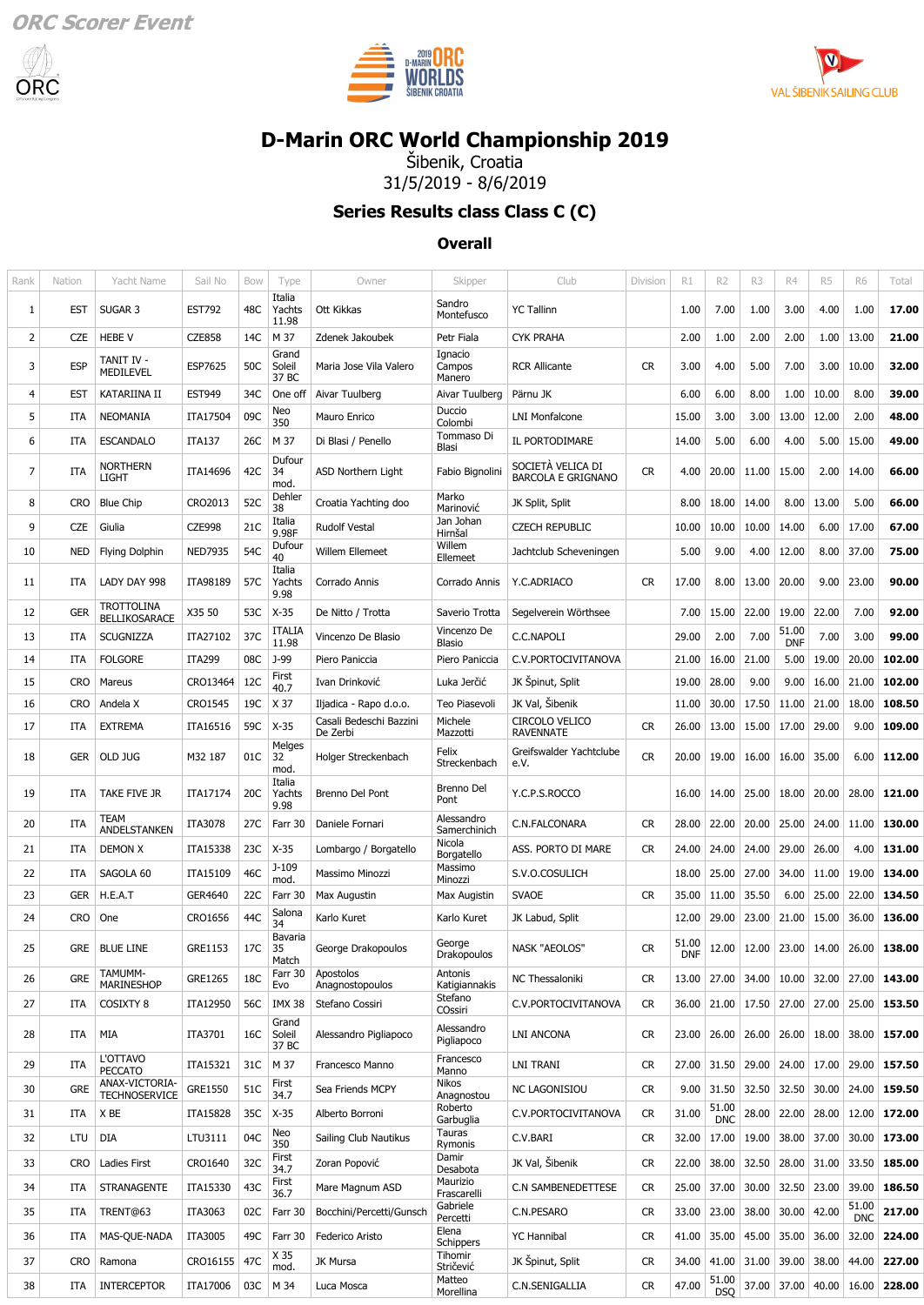ORC Scorer Event

# D-Marin ORC World Championship 2019

Šibenik, Croatia

31/5/2019 - 8/6/2019

## Series Results class Class C (C)

### Overall

| Rank | Nation | Yacht Name | Sail No | Bow | Type | Owner | Skipper | Club | Division | R1 | R2 | R3 | R4 | R5 | R6 | Total |
|---|---|---|---|---|---|---|---|---|---|---|---|---|---|---|---|---|
| 1 | EST | SUGAR 3 | EST792 | 48C | Italia Yachts 11.98 | Ott Kikkas | Sandro Montefusco | YC Tallinn | | 1.00 | 7.00 | 1.00 | 3.00 | 4.00 | 1.00 | **17.00** |
| 2 | CZE | HEBE V | CZE858 | 14C | M 37 | Zdenek Jakoubek | Petr Fiala | CYK PRAHA | | 2.00 | 1.00 | 2.00 | 2.00 | 1.00 | 13.00 | **21.00** |
| 3 | ESP | TANIT IV - MEDILEVEL | ESP7625 | 50C | Grand Soleil 37 BC | Maria Jose Vila Valero | Ignacio Campos Manero | RCR Allicante | CR | 3.00 | 4.00 | 5.00 | 7.00 | 3.00 | 10.00 | **32.00** |
| 4 | EST | KATARIINA II | EST949 | 34C | One off | Aivar Tuulberg | Aivar Tuulberg | Pärnu JK | | 6.00 | 6.00 | 8.00 | 1.00 | 10.00 | 8.00 | **39.00** |
| 5 | ITA | NEOMANIA | ITA17504 | 09C | Neo 350 | Mauro Enrico | Duccio Colombi | LNI Monfalcone | | 15.00 | 3.00 | 3.00 | 13.00 | 12.00 | 2.00 | **48.00** |
| 6 | ITA | ESCANDALO | ITA137 | 26C | M 37 | Di Blasi / Penello | Tommaso Di Blasi | IL PORTODIMARE | | 14.00 | 5.00 | 6.00 | 4.00 | 5.00 | 15.00 | **49.00** |
| 7 | ITA | NORTHERN LIGHT | ITA14696 | 42C | Dufour 34 mod. | ASD Northern Light | Fabio Bignolini | SOCIETÀ VELICA DI BARCOLA E GRIGNANO | CR | 4.00 | 20.00 | 11.00 | 15.00 | 2.00 | 14.00 | **66.00** |
| 8 | CRO | Blue Chip | CRO2013 | 52C | Dehler 38 | Croatia Yachting doo | Marko Marinović | JK Split, Split | | 8.00 | 18.00 | 14.00 | 8.00 | 13.00 | 5.00 | **66.00** |
| 9 | CZE | Giulia | CZE998 | 21C | Italia 9.98F | Rudolf Vestal | Jan Johan Hirnšal | CZECH REPUBLIC | | 10.00 | 10.00 | 10.00 | 14.00 | 6.00 | 17.00 | **67.00** |
| 10 | NED | Flying Dolphin | NED7935 | 54C | Dufour 40 | Willem Ellemeet | Willem Ellemeet | Jachtclub Scheveningen | | 5.00 | 9.00 | 4.00 | 12.00 | 8.00 | 37.00 | **75.00** |
| 11 | ITA | LADY DAY 998 | ITA98189 | 57C | Italia Yachts 9.98 | Corrado Annis | Corrado Annis | Y.C.ADRIACO | CR | 17.00 | 8.00 | 13.00 | 20.00 | 9.00 | 23.00 | **90.00** |
| 12 | GER | TROTTOLINA BELLIKOSARACE | X35 50 | 53C | X-35 | De Nitto / Trotta | Saverio Trotta | Segelverein Wörthsee | | 7.00 | 15.00 | 22.00 | 19.00 | 22.00 | 7.00 | **92.00** |
| 13 | ITA | SCUGNIZZA | ITA27102 | 37C | ITALIA 11.98 | Vincenzo De Blasio | Vincenzo De Blasio | C.C.NAPOLI | | 29.00 | 2.00 | 7.00 | 51.00 DNF | 7.00 | 3.00 | **99.00** |
| 14 | ITA | FOLGORE | ITA299 | 08C | J-99 | Piero Paniccia | Piero Paniccia | C.V.PORTOCIVITANOVA | | 21.00 | 16.00 | 21.00 | 5.00 | 19.00 | 20.00 | **102.00** |
| 15 | CRO | Mareus | CRO13464 | 12C | First 40.7 | Ivan Drinković | Luka Jerčić | JK Špinut, Split | | 19.00 | 28.00 | 9.00 | 9.00 | 16.00 | 21.00 | **102.00** |
| 16 | CRO | Andela X | CRO1545 | 19C | X 37 | Iljadica - Rapo d.o.o. | Teo Piasevoli | JK Val, Šibenik | | 11.00 | 30.00 | 17.50 | 11.00 | 21.00 | 18.00 | **108.50** |
| 17 | ITA | EXTREMA | ITA16516 | 59C | X-35 | Casali Bedeschi Bazzini De Zerbi | Michele Mazzotti | CIRCOLO VELICO RAVENNATE | CR | 26.00 | 13.00 | 15.00 | 17.00 | 29.00 | 9.00 | **109.00** |
| 18 | GER | OLD JUG | M32 187 | 01C | Melges 32 mod. | Holger Streckenbach | Felix Streckenbach | Greifswalder Yachtclube e.V. | CR | 20.00 | 19.00 | 16.00 | 16.00 | 35.00 | 6.00 | **112.00** |
| 19 | ITA | TAKE FIVE JR | ITA17174 | 20C | Italia Yachts 9.98 | Brenno Del Pont | Brenno Del Pont | Y.C.P.S.ROCCO | | 16.00 | 14.00 | 25.00 | 18.00 | 20.00 | 28.00 | **121.00** |
| 20 | ITA | TEAM ANDELSTANKEN | ITA3078 | 27C | Farr 30 | Daniele Fornari | Alessandro Samerchinich | C.N.FALCONARA | CR | 28.00 | 22.00 | 20.00 | 25.00 | 24.00 | 11.00 | **130.00** |
| 21 | ITA | DEMON X | ITA15338 | 23C | X-35 | Lombargo / Borgatello | Nicola Borgatello | ASS. PORTO DI MARE | CR | 24.00 | 24.00 | 24.00 | 29.00 | 26.00 | 4.00 | **131.00** |
| 22 | ITA | SAGOLA 60 | ITA15109 | 46C | J-109 mod. | Massimo Minozzi | Massimo Minozzi | S.V.O.COSULICH | | 18.00 | 25.00 | 27.00 | 34.00 | 11.00 | 19.00 | **134.00** |
| 23 | GER | H.E.A.T | GER4640 | 22C | Farr 30 | Max Augustin | Max Augistin | SVAOE | CR | 35.00 | 11.00 | 35.50 | 6.00 | 25.00 | 22.00 | **134.50** |
| 24 | CRO | One | CRO1656 | 44C | Salona 34 | Karlo Kuret | Karlo Kuret | JK Labud, Split | | 12.00 | 29.00 | 23.00 | 21.00 | 15.00 | 36.00 | **136.00** |
| 25 | GRE | BLUE LINE | GRE1153 | 17C | Bavaria 35 Match | George Drakopoulos | George Drakopoulos | NASK "AEOLOS" | CR | 51.00 DNF | 12.00 | 12.00 | 23.00 | 14.00 | 26.00 | **138.00** |
| 26 | GRE | TAMUMM-MARINESHOP | GRE1265 | 18C | Farr 30 Evo | Apostolos Anagnostopoulos | Antonis Katigiannakis | NC Thessaloniki | CR | 13.00 | 27.00 | 34.00 | 10.00 | 32.00 | 27.00 | **143.00** |
| 27 | ITA | COSIXTY 8 | ITA12950 | 56C | IMX 38 | Stefano Cossiri | Stefano COssiri | C.V.PORTOCIVITANOVA | CR | 36.00 | 21.00 | 17.50 | 27.00 | 27.00 | 25.00 | **153.50** |
| 28 | ITA | MIA | ITA3701 | 16C | Grand Soleil 37 BC | Alessandro Pigliapoco | Alessandro Pigliapoco | LNI ANCONA | CR | 23.00 | 26.00 | 26.00 | 26.00 | 18.00 | 38.00 | **157.00** |
| 29 | ITA | L'OTTAVO PECCATO | ITA15321 | 31C | M 37 | Francesco Manno | Francesco Manno | LNI TRANI | CR | 27.00 | 31.50 | 29.00 | 24.00 | 17.00 | 29.00 | **157.50** |
| 30 | GRE | ANAX-VICTORIA-TECHNOSERVICE | GRE1550 | 51C | First 34.7 | Sea Friends MCPY | Nikos Anagnostou | NC LAGONISIOU | CR | 9.00 | 31.50 | 32.50 | 32.50 | 30.00 | 24.00 | **159.50** |
| 31 | ITA | X BE | ITA15828 | 35C | X-35 | Alberto Borroni | Roberto Garbuglia | C.V.PORTOCIVITANOVA | CR | 31.00 | 51.00 DNC | 28.00 | 22.00 | 28.00 | 12.00 | **172.00** |
| 32 | LTU | DIA | LTU3111 | 04C | Neo 350 | Sailing Club Nautikus | Tauras Rymonis | C.V.BARI | CR | 32.00 | 17.00 | 19.00 | 38.00 | 37.00 | 30.00 | **173.00** |
| 33 | CRO | Ladies First | CRO1640 | 32C | First 34.7 Match | Zoran Popović | Damir Desabota | JK Val, Šibenik | CR | 22.00 | 38.00 | 32.50 | 28.00 | 31.00 | 33.50 | **185.00** |
| 34 | ITA | STRANAGENTE | ITA15330 | 43C | First 36.7 | Mare Magnum ASD | Maurizio Frascarelli | C.N SAMBENEDETTESE | CR | 25.00 | 37.00 | 30.00 | 32.50 | 23.00 | 39.00 | **186.50** |
| 35 | ITA | TRENT@63 | ITA3063 | 02C | Farr 30 | Bocchini/Percetti/Gunsch | Gabriele Percetti | C.N.PESARO | CR | 33.00 | 23.00 | 38.00 | 30.00 | 42.00 | 51.00 DNC | **217.00** |
| 36 | ITA | MAS-QUE-NADA | ITA3005 | 49C | Farr 30 | Federico Aristo | Elena Schippers | YC Hannibal | CR | 41.00 | 35.00 | 45.00 | 35.00 | 36.00 | 32.00 | **224.00** |
| 37 | CRO | Ramona | CRO16155 | 47C | X 35 mod. | JK Mursa | Tihomir Stričević | JK Špinut, Split | CR | 34.00 | 41.00 | 31.00 | 39.00 | 38.00 | 44.00 | **227.00** |
| 38 | ITA | INTERCEPTOR | ITA17006 | 03C | M 34 | Luca Mosca | Matteo Morellina | C.N.SENIGALLIA | CR | 47.00 | 51.00 DSQ | 37.00 | 37.00 | 40.00 | 16.00 | **228.00** |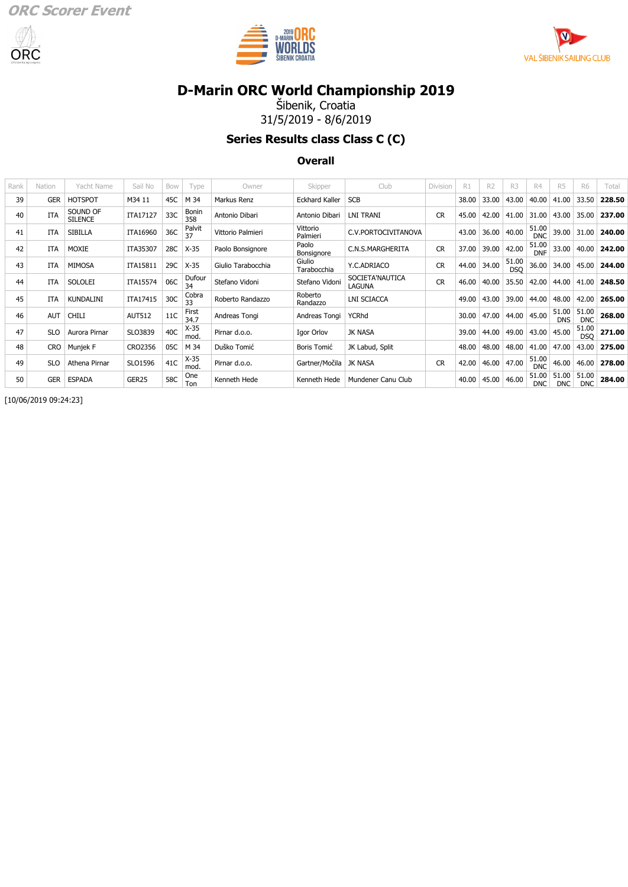# D-Marin ORC World Championship 2019

Šibenik, Croatia

31/5/2019 - 8/6/2019

## Series Results class Class C (C)

### Overall

| Rank | Nation | Yacht Name | Sail No | Bow | Type | Owner | Skipper | Club | Division | R1 | R2 | R3 | R4 | R5 | R6 | Total |
|---|---|---|---|---|---|---|---|---|---|---|---|---|---|---|---|---|
| 39 | GER | HOTSPOT | M34 11 | 45C | M 34 | Markus Renz | Eckhard Kaller | SCB | | 38.00 | 33.00 | 43.00 | 40.00 | 41.00 | 33.50 | **228.50** |
| 40 | ITA | SOUND OF SILENCE | ITA17127 | 33C | Bonin 358 | Antonio Dibari | Antonio Dibari | LNI TRANI | CR | 45.00 | 42.00 | 41.00 | 31.00 | 43.00 | 35.00 | **237.00** |
| 41 | ITA | SIBILLA | ITA16960 | 36C | Palvit 37 | Vittorio Palmieri | Vittorio Palmieri | C.V.PORTOCIVITANOVA | | 43.00 | 36.00 | 40.00 | 51.00 DNC | 39.00 | 31.00 | **240.00** |
| 42 | ITA | MOXIE | ITA35307 | 28C | X-35 | Paolo Bonsignore | Paolo Bonsignore | C.N.S.MARGHERITA | CR | 37.00 | 39.00 | 42.00 | 51.00 DNF | 33.00 | 40.00 | **242.00** |
| 43 | ITA | MIMOSA | ITA15811 | 29C | X-35 | Giulio Tarabocchia | Giulio Tarabocchia | Y.C.ADRIACO | CR | 44.00 | 34.00 | 51.00 DSQ | 36.00 | 34.00 | 45.00 | **244.00** |
| 44 | ITA | SOLOLEI | ITA15574 | 06C | Dufour 34 | Stefano Vidoni | Stefano Vidoni | SOCIETA'NAUTICA LAGUNA | CR | 46.00 | 40.00 | 35.50 | 42.00 | 44.00 | 41.00 | **248.50** |
| 45 | ITA | KUNDALINI | ITA17415 | 30C | Cobra 33 | Roberto Randazzo | Roberto Randazzo | LNI SCIACCA | | 49.00 | 43.00 | 39.00 | 44.00 | 48.00 | 42.00 | **265.00** |
| 46 | AUT | CHILI | AUT512 | 11C | First 34.7 | Andreas Tongi | Andreas Tongi | YCRhd | | 30.00 | 47.00 | 44.00 | 45.00 | 51.00 DNS | 51.00 DNC | **268.00** |
| 47 | SLO | Aurora Pirnar | SLO3839 | 40C | X-35 mod. | Pirnar d.o.o. | Igor Orlov | JK NASA | | 39.00 | 44.00 | 49.00 | 43.00 | 45.00 | 51.00 DSQ | **271.00** |
| 48 | CRO | Munjek F | CRO2356 | 05C | M 34 | Duško Tomić | Boris Tomić | JK Labud, Split | | 48.00 | 48.00 | 48.00 | 41.00 | 47.00 | 43.00 | **275.00** |
| 49 | SLO | Athena Pirnar | SLO1596 | 41C | X-35 mod. | Pirnar d.o.o. | Gartner/Močila | JK NASA | CR | 42.00 | 46.00 | 47.00 | 51.00 DNC | 46.00 | 46.00 | **278.00** |
| 50 | GER | ESPADA | GER25 | 58C | One Ton | Kenneth Hede | Kenneth Hede | Mundener Canu Club | | 40.00 | 45.00 | 46.00 | 51.00 DNC | 51.00 DNC | 51.00 DNC | **284.00** |

[10/06/2019 09:24:23]